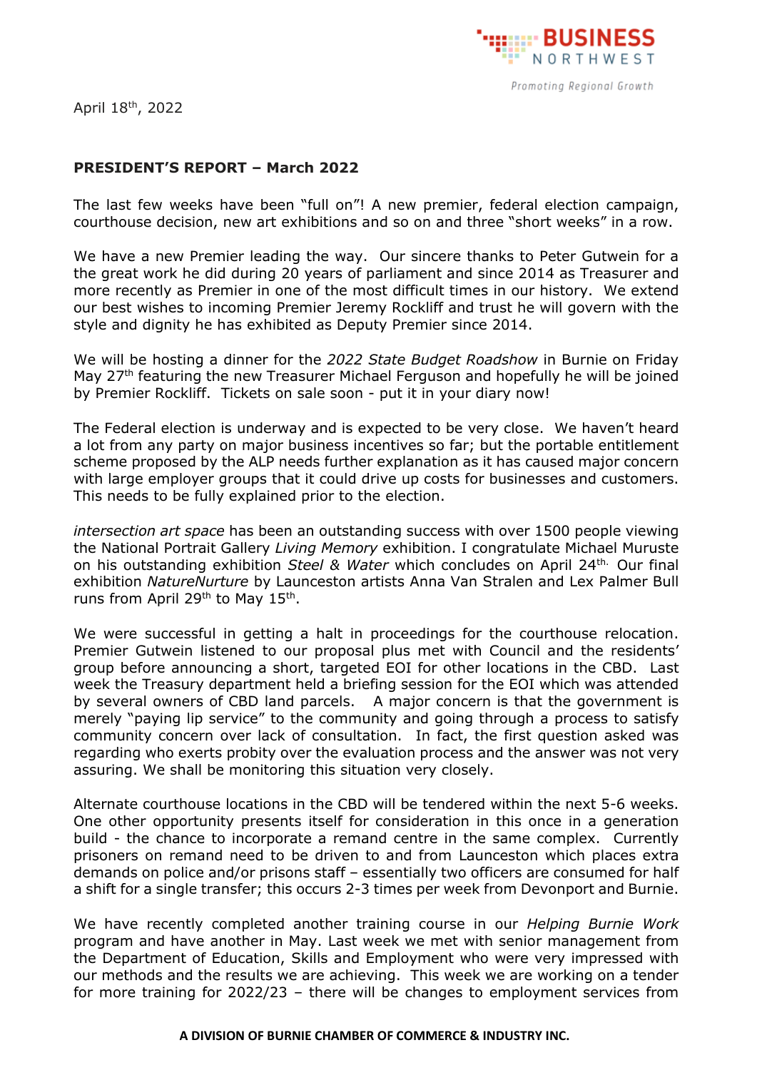April 18th, 2022

**PRESIDENT'S REPORT – March 2022**

The last few weeks have been "full on"! A new premier, federal election campaign, courthouse decision, new art exhibitions and so on and three "short weeks" in a row.

We have a new Premier leading the way. Our sincere thanks to Peter Gutwein for a the great work he did during 20 years of parliament and since 2014 as Treasurer and more recently as Premier in one of the most difficult times in our history. We extend our best wishes to incoming Premier Jeremy Rockliff and trust he will govern with the style and dignity he has exhibited as Deputy Premier since 2014.

We will be hosting a dinner for the *2022 State Budget Roadshow* in Burnie on Friday May 27th featuring the new Treasurer Michael Ferguson and hopefully he will be joined by Premier Rockliff. Tickets on sale soon - put it in your diary now!

The Federal election is underway and is expected to be very close. We haven't heard a lot from any party on major business incentives so far; but the portable entitlement scheme proposed by the ALP needs further explanation as it has caused major concern with large employer groups that it could drive up costs for businesses and customers. This needs to be fully explained prior to the election.

*intersection art space* has been an outstanding success with over 1500 people viewing the National Portrait Gallery *Living Memory* exhibition. I congratulate Michael Muruste on his outstanding exhibition *Steel & Water* which concludes on April 24th. Our final exhibition *NatureNurture* by Launceston artists Anna Van Stralen and Lex Palmer Bull runs from April 29th to May 15th.

We were successful in getting a halt in proceedings for the courthouse relocation. Premier Gutwein listened to our proposal plus met with Council and the residents' group before announcing a short, targeted EOI for other locations in the CBD. Last week the Treasury department held a briefing session for the EOI which was attended by several owners of CBD land parcels. A major concern is that the government is merely "paying lip service" to the community and going through a process to satisfy community concern over lack of consultation. In fact, the first question asked was regarding who exerts probity over the evaluation process and the answer was not very assuring. We shall be monitoring this situation very closely.

Alternate courthouse locations in the CBD will be tendered within the next 5-6 weeks. One other opportunity presents itself for consideration in this once in a generation build - the chance to incorporate a remand centre in the same complex. Currently prisoners on remand need to be driven to and from Launceston which places extra demands on police and/or prisons staff – essentially two officers are consumed for half a shift for a single transfer; this occurs 2-3 times per week from Devonport and Burnie.

We have recently completed another training course in our *Helping Burnie Work* program and have another in May. Last week we met with senior management from the Department of Education, Skills and Employment who were very impressed with our methods and the results we are achieving. This week we are working on a tender for more training for 2022/23 – there will be changes to employment services from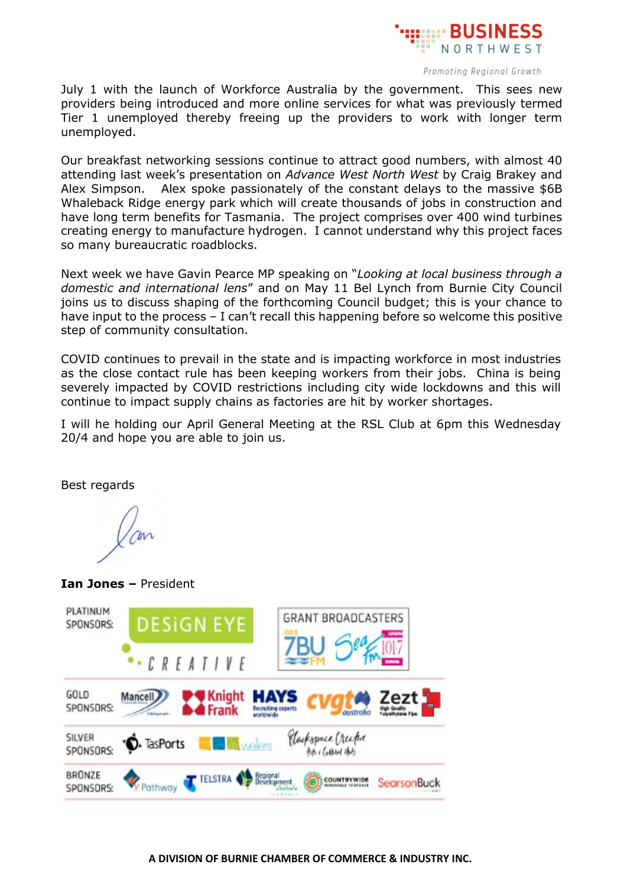July 1 with the launch of Workforce Australia by the government. This sees new providers being introduced and more online services for what was previously termed Tier 1 unemployed thereby freeing up the providers to work with longer term unemployed.

Our breakfast networking sessions continue to attract good numbers, with almost 40 attending last week's presentation on *Advance West North West* by Craig Brakey and Alex Simpson. Alex spoke passionately of the constant delays to the massive $6B Whaleback Ridge energy park which will create thousands of jobs in construction and have long term benefits for Tasmania. The project comprises over 400 wind turbines creating energy to manufacture hydrogen. I cannot understand why this project faces so many bureaucratic roadblocks.

Next week we have Gavin Pearce MP speaking on "*Looking at local business through a domestic and international lens*" and on May 11 Bel Lynch from Burnie City Council joins us to discuss shaping of the forthcoming Council budget; this is your chance to have input to the process – I can't recall this happening before so welcome this positive step of community consultation.

COVID continues to prevail in the state and is impacting workforce in most industries as the close contact rule has been keeping workers from their jobs. China is being severely impacted by COVID restrictions including city wide lockdowns and this will continue to impact supply chains as factories are hit by worker shortages.

I will he holding our April General Meeting at the RSL Club at 6pm this Wednesday 20/4 and hope you are able to join us.

Best regards

**Ian Jones –** President

PLATINUM SPONSORS: DESIGN EYE CREATIVE; GRANT BROADCASTERS 7BU Sea FM 101.7

GOLD SPONSORS: Mancell; Knight Frank; HAYS Recruiting experts worldwide; cvgt australia; Zezt High Quality Polyethylene Pipe

SILVER SPONSORS: TasPorts; welers; Blackspace Creative

BRONZE SPONSORS: Pathway; TELSTRA; Regional Development Australia Tasmania; COUNTRYWIDE; SearsonBuck

A DIVISION OF BURNIE CHAMBER OF COMMERCE & INDUSTRY INC.